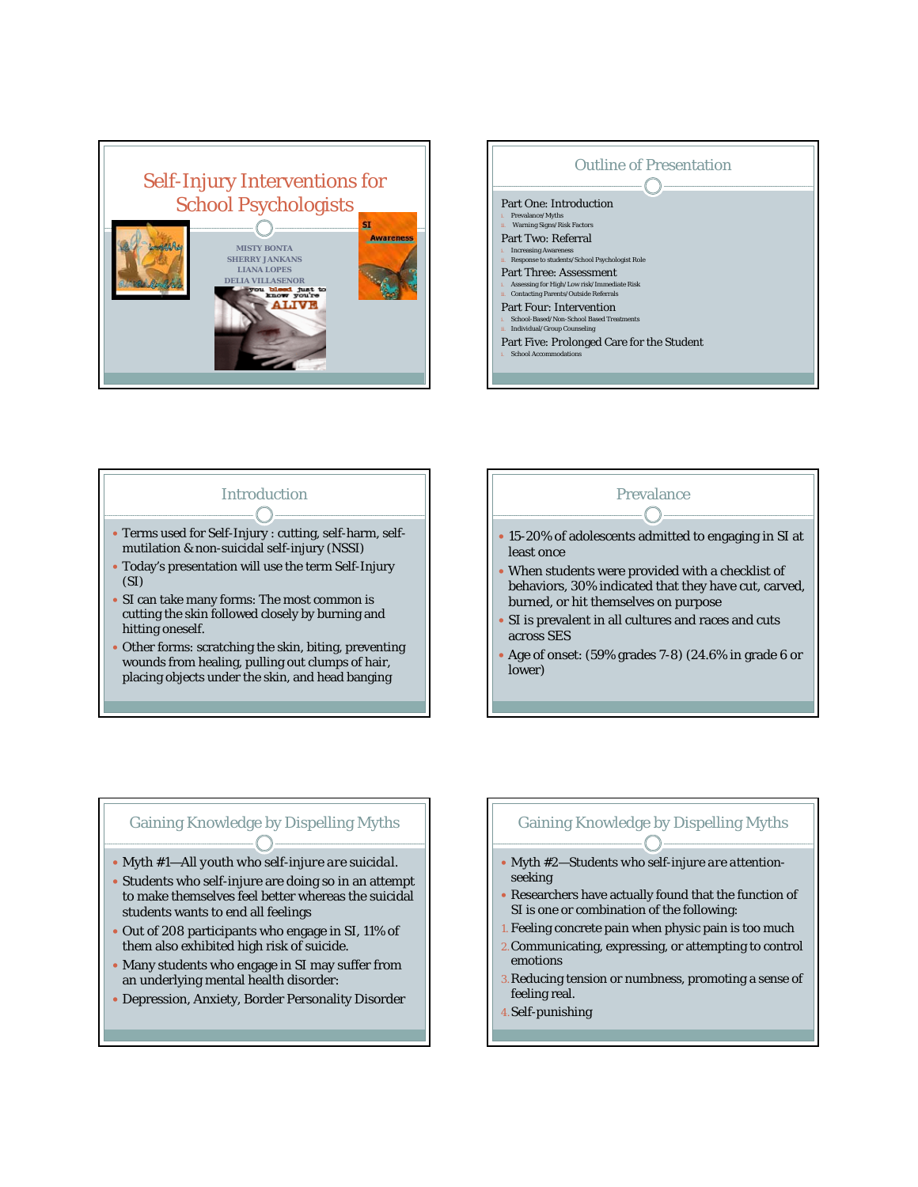# Self-Injury Interventions for School Psychologists

MISTY BONTA
SHERRY JANKANS
LIANA LOPES
DELIA VILLASENOR

## Outline of Presentation

Part One: Introduction
i. Prevalance/Myths
ii. Warning Signs/Risk Factors

Part Two: Referral
i. Increasing Awareness
ii. Response to students/School Psychologist Role

Part Three: Assessment
i. Assessing for High/Low risk/Immediate Risk
ii. Contacting Parents/Outside Referrals

Part Four: Intervention
i. School-Based/Non-School Based Treatments
ii. Individual/Group Counseling

Part Five: Prolonged Care for the Student
i. School Accommodations

## Introduction

- Terms used for Self-Injury : cutting, self-harm, self-mutilation & non-suicidal self-injury (NSSI)
- Today's presentation will use the term Self-Injury (SI)
- SI can take many forms: The most common is cutting the skin followed closely by burning and hitting oneself.
- Other forms: scratching the skin, biting, preventing wounds from healing, pulling out clumps of hair, placing objects under the skin, and head banging

## Prevalance

- 15-20% of adolescents admitted to engaging in SI at least once
- When students were provided with a checklist of behaviors, 30% indicated that they have cut, carved, burned, or hit themselves on purpose
- SI is prevalent in all cultures and races and cuts across SES
- Age of onset: (59% grades 7-8) (24.6% in grade 6 or lower)

## Gaining Knowledge by Dispelling Myths

- Myth #1—All youth who self-injure are suicidal.
- Students who self-injure are doing so in an attempt to make themselves feel better whereas the suicidal students wants to end all feelings
- Out of 208 participants who engage in SI, 11% of them also exhibited high risk of suicide.
- Many students who engage in SI may suffer from an underlying mental health disorder:
- Depression, Anxiety, Border Personality Disorder

## Gaining Knowledge by Dispelling Myths

- Myth #2—Students who self-injure are attention-seeking
- Researchers have actually found that the function of SI is one or combination of the following:

1. Feeling concrete pain when physic pain is too much
2. Communicating, expressing, or attempting to control emotions
3. Reducing tension or numbness, promoting a sense of feeling real.
4. Self-punishing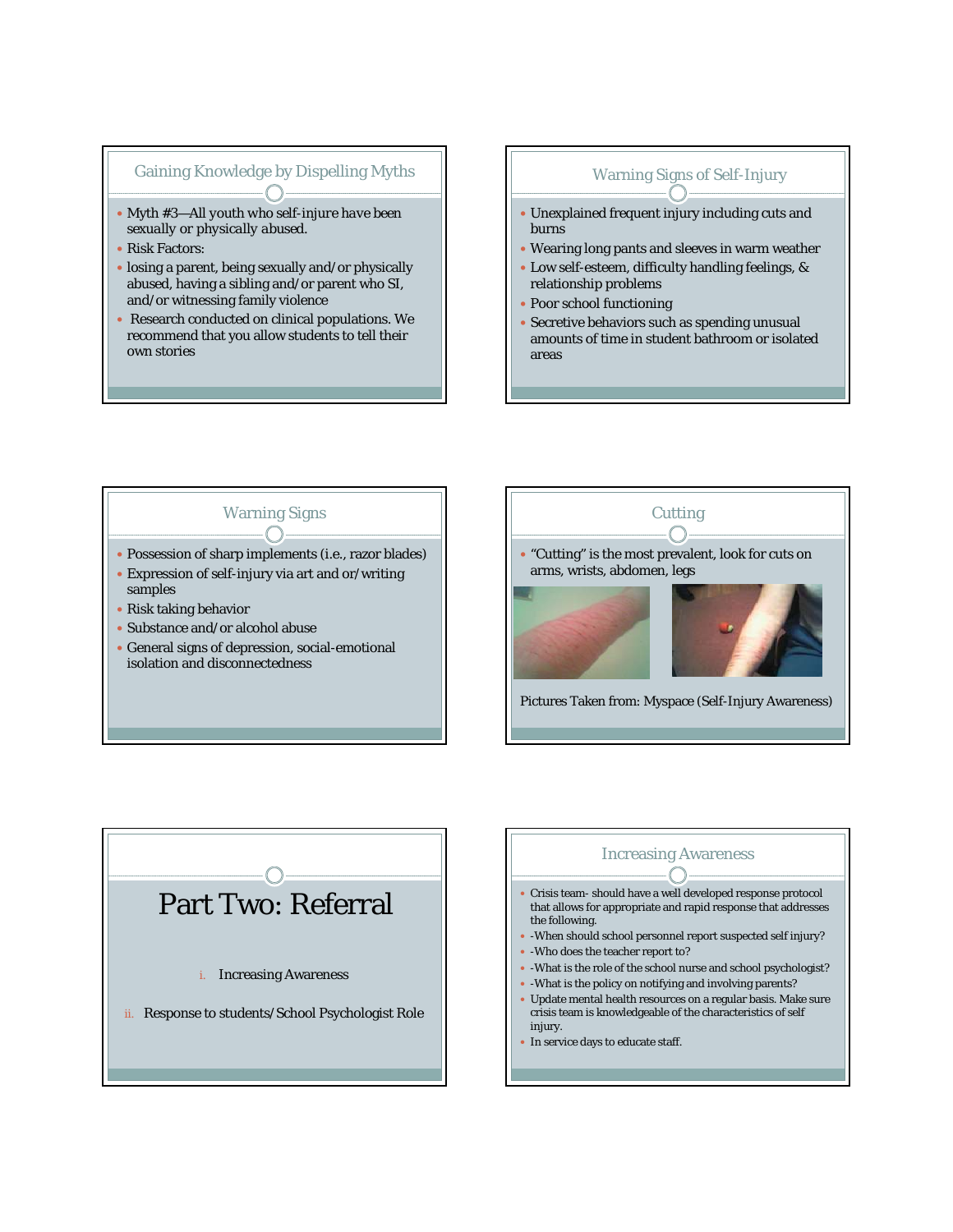## Gaining Knowledge by Dispelling Myths

- Myth #3—All youth who self-injure have been sexually or physically abused.
- Risk Factors:
- losing a parent, being sexually and/or physically abused, having a sibling and/or parent who SI, and/or witnessing family violence
- Research conducted on clinical populations. We recommend that you allow students to tell their own stories

## Warning Signs of Self-Injury

- Unexplained frequent injury including cuts and burns
- Wearing long pants and sleeves in warm weather
- Low self-esteem, difficulty handling feelings, & relationship problems
- Poor school functioning
- Secretive behaviors such as spending unusual amounts of time in student bathroom or isolated areas

## Warning Signs

- Possession of sharp implements (i.e., razor blades)
- Expression of self-injury via art and or/writing samples
- Risk taking behavior
- Substance and/or alcohol abuse
- General signs of depression, social-emotional isolation and disconnectedness

## Cutting

- "Cutting" is the most prevalent, look for cuts on arms, wrists, abdomen, legs

Pictures Taken from: Myspace (Self-Injury Awareness)

# Part Two: Referral

i. Increasing Awareness

ii. Response to students/School Psychologist Role

## Increasing Awareness

- Crisis team- should have a well developed response protocol that allows for appropriate and rapid response that addresses the following.
- -When should school personnel report suspected self injury?
- -Who does the teacher report to?
- -What is the role of the school nurse and school psychologist?
- -What is the policy on notifying and involving parents?
- Update mental health resources on a regular basis. Make sure crisis team is knowledgeable of the characteristics of self injury.
- In service days to educate staff.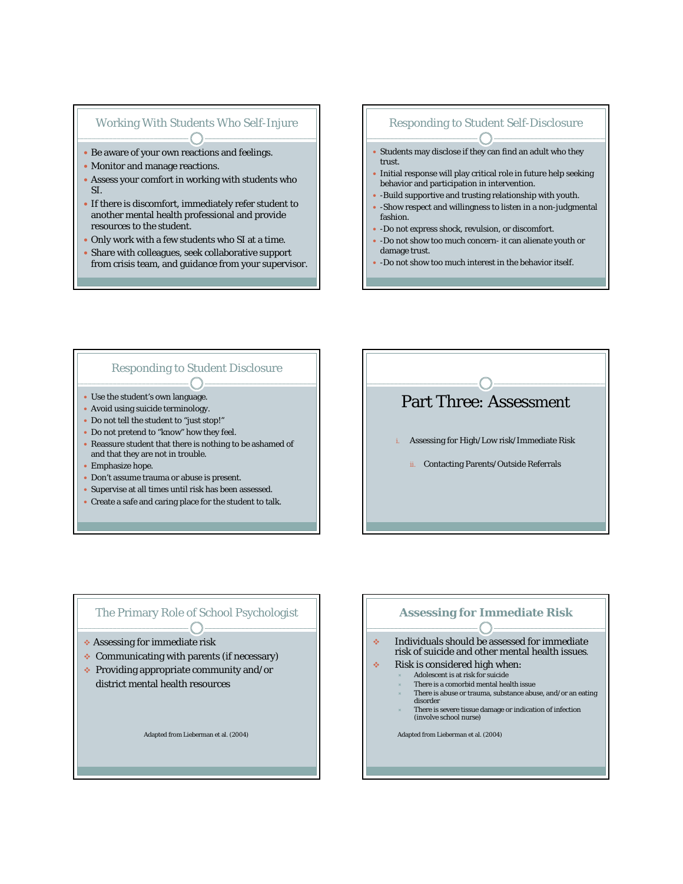## Working With Students Who Self-Injure

- Be aware of your own reactions and feelings.
- Monitor and manage reactions.
- Assess your comfort in working with students who SI.
- If there is discomfort, immediately refer student to another mental health professional and provide resources to the student.
- Only work with a few students who SI at a time.
- Share with colleagues, seek collaborative support from crisis team, and guidance from your supervisor.

## Responding to Student Self-Disclosure

- Students may disclose if they can find an adult who they trust.
- Initial response will play critical role in future help seeking behavior and participation in intervention.
- -Build supportive and trusting relationship with youth.
- -Show respect and willingness to listen in a non-judgmental fashion.
- -Do not express shock, revulsion, or discomfort.
- -Do not show too much concern- it can alienate youth or damage trust.
- -Do not show too much interest in the behavior itself.

## Responding to Student Disclosure

- Use the student's own language.
- Avoid using suicide terminology.
- Do not tell the student to "just stop!"
- Do not pretend to "know" how they feel.
- Reassure student that there is nothing to be ashamed of and that they are not in trouble.
- Emphasize hope.
- Don't assume trauma or abuse is present.
- Supervise at all times until risk has been assessed.
- Create a safe and caring place for the student to talk.

# Part Three: Assessment

i. Assessing for High/Low risk/Immediate Risk

ii. Contacting Parents/Outside Referrals

## The Primary Role of School Psychologist

- Assessing for immediate risk
- Communicating with parents (if necessary)
- Providing appropriate community and/or district mental health resources

Adapted from Lieberman et al. (2004)

## Assessing for Immediate Risk

- Individuals should be assessed for immediate risk of suicide and other mental health issues.
- Risk is considered high when:
  - Adolescent is at risk for suicide
  - There is a comorbid mental health issue
  - There is abuse or trauma, substance abuse, and/or an eating disorder
  - There is severe tissue damage or indication of infection (involve school nurse)

Adapted from Lieberman et al. (2004)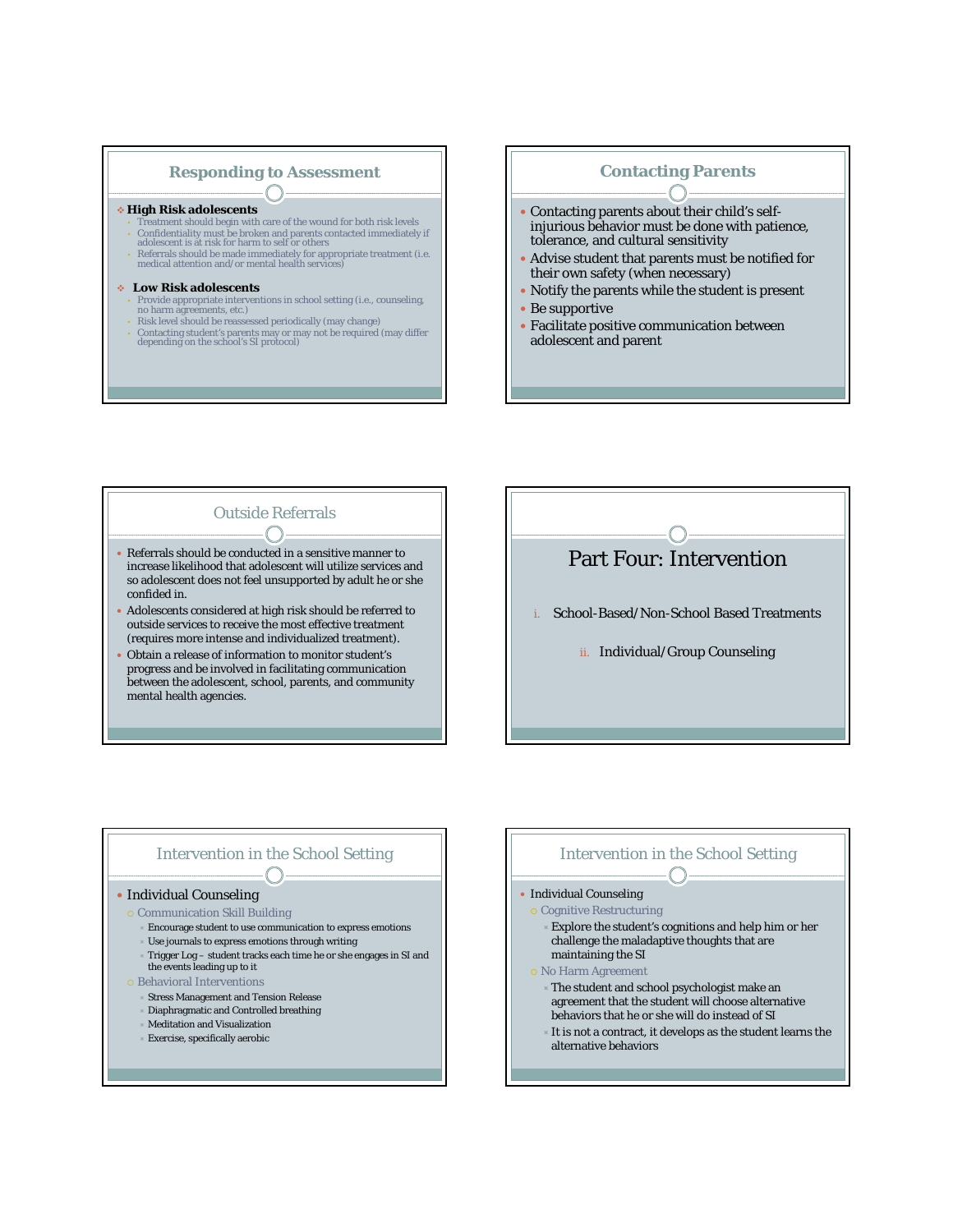## Responding to Assessment

- **High Risk adolescents**
  - Treatment should begin with care of the wound for both risk levels
  - Confidentiality must be broken and parents contacted immediately if adolescent is at risk for harm to self or others
  - Referrals should be made immediately for appropriate treatment (i.e. medical attention and/or mental health services)
- **Low Risk adolescents**
  - Provide appropriate interventions in school setting (i.e., counseling, no harm agreements, etc.)
  - Risk level should be reassessed periodically (may change)
  - Contacting student's parents may or may not be required (may differ depending on the school's SI protocol)

## Contacting Parents

- Contacting parents about their child's self-injurious behavior must be done with patience, tolerance, and cultural sensitivity
- Advise student that parents must be notified for their own safety (when necessary)
- Notify the parents while the student is present
- Be supportive
- Facilitate positive communication between adolescent and parent

## Outside Referrals

- Referrals should be conducted in a sensitive manner to increase likelihood that adolescent will utilize services and so adolescent does not feel unsupported by adult he or she confided in.
- Adolescents considered at high risk should be referred to outside services to receive the most effective treatment (requires more intense and individualized treatment).
- Obtain a release of information to monitor student's progress and be involved in facilitating communication between the adolescent, school, parents, and community mental health agencies.

# Part Four: Intervention

i. School-Based/Non-School Based Treatments

ii. Individual/Group Counseling

## Intervention in the School Setting

- Individual Counseling
  - Communication Skill Building
    - Encourage student to use communication to express emotions
    - Use journals to express emotions through writing
    - Trigger Log – student tracks each time he or she engages in SI and the events leading up to it
  - Behavioral Interventions
    - Stress Management and Tension Release
    - Diaphragmatic and Controlled breathing
    - Meditation and Visualization
    - Exercise, specifically aerobic

## Intervention in the School Setting

- Individual Counseling
  - Cognitive Restructuring
    - Explore the student's cognitions and help him or her challenge the maladaptive thoughts that are maintaining the SI
  - No Harm Agreement
    - The student and school psychologist make an agreement that the student will choose alternative behaviors that he or she will do instead of SI
    - It is not a contract, it develops as the student learns the alternative behaviors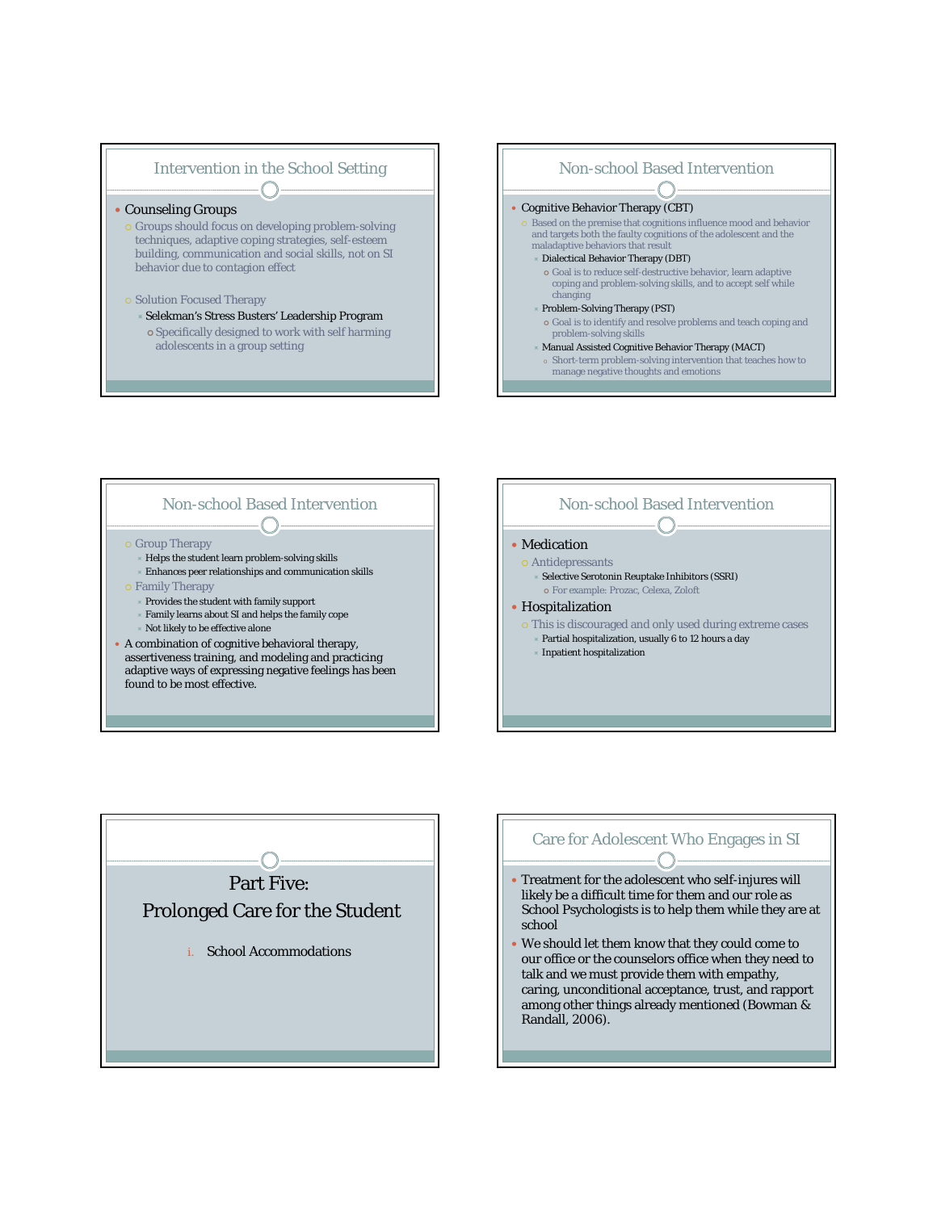## Intervention in the School Setting

- Counseling Groups
  - Groups should focus on developing problem-solving techniques, adaptive coping strategies, self-esteem building, communication and social skills, not on SI behavior due to contagion effect
  - Solution Focused Therapy
    - Selekman's Stress Busters' Leadership Program
      - Specifically designed to work with self harming adolescents in a group setting

## Non-school Based Intervention

- Cognitive Behavior Therapy (CBT)
  - Based on the premise that cognitions influence mood and behavior and targets both the faulty cognitions of the adolescent and the maladaptive behaviors that result
    - Dialectical Behavior Therapy (DBT)
      - Goal is to reduce self-destructive behavior, learn adaptive coping and problem-solving skills, and to accept self while changing
    - Problem-Solving Therapy (PST)
      - Goal is to identify and resolve problems and teach coping and problem-solving skills
    - Manual Assisted Cognitive Behavior Therapy (MACT)
      - Short-term problem-solving intervention that teaches how to manage negative thoughts and emotions

## Non-school Based Intervention

- Group Therapy
  - Helps the student learn problem-solving skills
  - Enhances peer relationships and communication skills
- Family Therapy
  - Provides the student with family support
  - Family learns about SI and helps the family cope
  - Not likely to be effective alone
- A combination of cognitive behavioral therapy, assertiveness training, and modeling and practicing adaptive ways of expressing negative feelings has been found to be most effective.

## Non-school Based Intervention

- Medication
  - Antidepressants
    - Selective Serotonin Reuptake Inhibitors (SSRI)
      - For example: Prozac, Celexa, Zoloft
- Hospitalization
  - This is discouraged and only used during extreme cases
    - Partial hospitalization, usually 6 to 12 hours a day
    - Inpatient hospitalization

## Part Five: Prolonged Care for the Student

i. School Accommodations

## Care for Adolescent Who Engages in SI

- Treatment for the adolescent who self-injures will likely be a difficult time for them and our role as School Psychologists is to help them while they are at school
- We should let them know that they could come to our office or the counselors office when they need to talk and we must provide them with empathy, caring, unconditional acceptance, trust, and rapport among other things already mentioned (Bowman & Randall, 2006).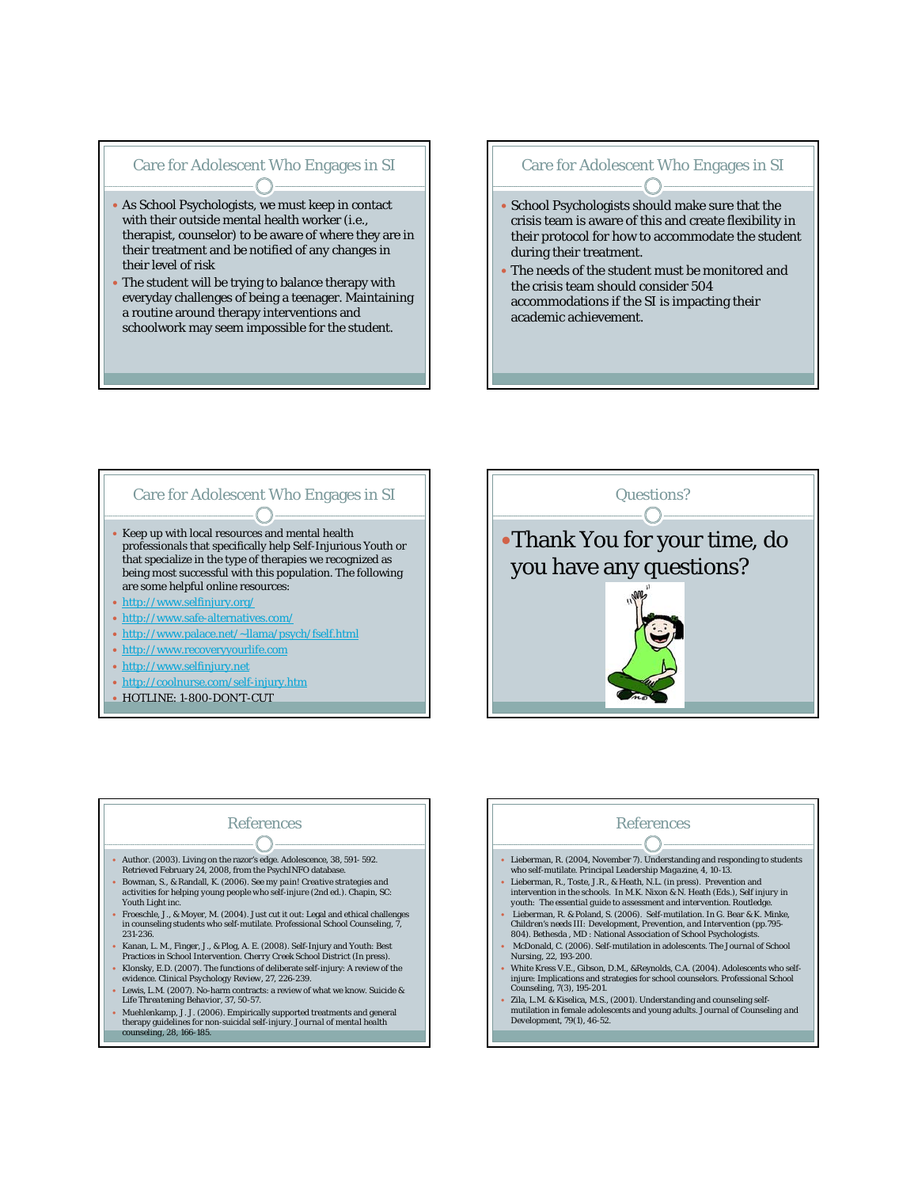## Care for Adolescent Who Engages in SI

- As School Psychologists, we must keep in contact with their outside mental health worker (i.e., therapist, counselor) to be aware of where they are in their treatment and be notified of any changes in their level of risk
- The student will be trying to balance therapy with everyday challenges of being a teenager. Maintaining a routine around therapy interventions and schoolwork may seem impossible for the student.

## Care for Adolescent Who Engages in SI

- School Psychologists should make sure that the crisis team is aware of this and create flexibility in their protocol for how to accommodate the student during their treatment.
- The needs of the student must be monitored and the crisis team should consider 504 accommodations if the SI is impacting their academic achievement.

## Care for Adolescent Who Engages in SI

- Keep up with local resources and mental health professionals that specifically help Self-Injurious Youth or that specialize in the type of therapies we recognized as being most successful with this population. The following are some helpful online resources:
- http://www.selfinjury.org/
- http://www.safe-alternatives.com/
- http://www.palace.net/~llama/psych/fself.html
- http://www.recoveryyourlife.com
- http://www.selfinjury.net
- http://coolnurse.com/self-injury.htm
- HOTLINE: 1-800-DONT-CUT

## Questions?

- Thank You for your time, do you have any questions?

## References

- Author. (2003). Living on the razor's edge. Adolescence, 38, 591- 592. Retrieved February 24, 2008, from the PsychINFO database.
- Bowman, S., & Randall, K. (2006). See my pain! Creative strategies and activities for helping young people who self-injure (2nd ed.). Chapin, SC: Youth Light inc.
- Froeschle, J., & Moyer, M. (2004). Just cut it out: Legal and ethical challenges in counseling students who self-mutilate. Professional School Counseling, 7, 231-236.
- Kanan, L. M., Finger, J., & Plog, A. E. (2008). Self-Injury and Youth: Best Practices in School Intervention. Cherry Creek School District (In press).
- Klonsky, E.D. (2007). The functions of deliberate self-injury: A review of the evidence. Clinical Psychology Review, 27, 226-239.
- Lewis, L.M. (2007). No-harm contracts: a review of what we know. Suicide & Life Threatening Behavior, 37, 50-57.
- Muehlenkamp, J. J. (2006). Empirically supported treatments and general therapy guidelines for non-suicidal self-injury. Journal of mental health counseling, 28, 166-185.

## References

- Lieberman, R. (2004, November 7). Understanding and responding to students who self-mutilate. Principal Leadership Magazine, 4, 10-13.
- Lieberman, R., Toste, J.R., & Heath, N.L. (in press). Prevention and intervention in the schools. In M.K. Nixon & N. Heath (Eds.), Self injury in youth: The essential guide to assessment and intervention. Routledge.
- Lieberman, R. & Poland, S. (2006). Self-mutilation. In G. Bear & K. Minke, Children's needs III: Development, Prevention, and Intervention (pp.795-804). Bethesda , MD : National Association of School Psychologists.
- McDonald, C. (2006). Self-mutilation in adolescents. The Journal of School Nursing, 22, 193-200.
- White Kress V.E., Gibson, D.M., &Reynolds, C.A. (2004). Adolescents who self-injure: Implications and strategies for school counselors. Professional School Counseling, 7(3), 195-201.
- Zila, L.M. & Kiselica, M.S., (2001). Understanding and counseling self-mutilation in female adolescents and young adults. Journal of Counseling and Development, 79(1), 46-52.